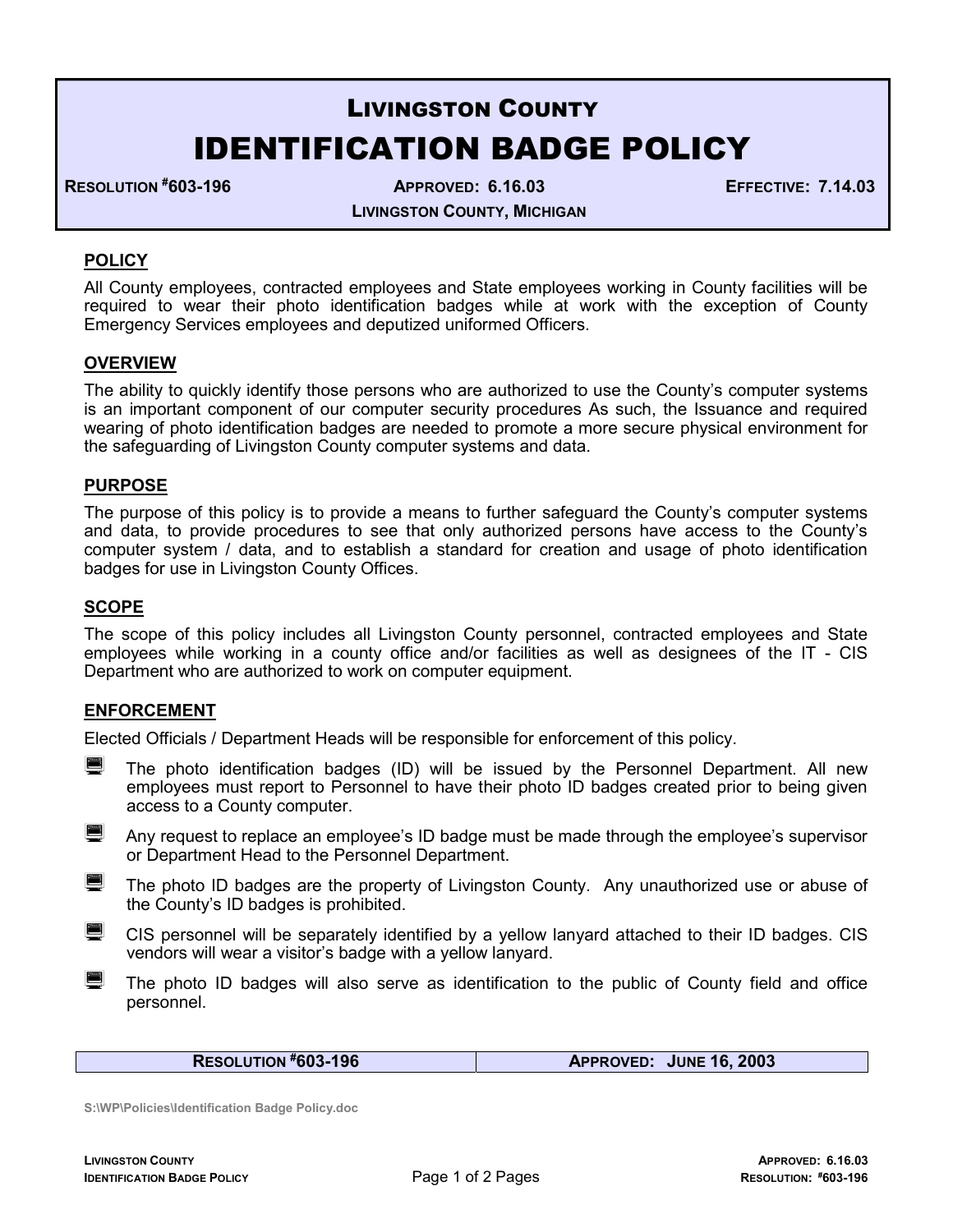# LIVINGSTON COUNTY

# IDENTIFICATION BADGE POLICY

**RESOLUTION #603-196** | **APPROVED: 6.16.03** | **EFFECTIVE: 7.14.03**

**LIVINGSTON COUNTY, MICHIGAN**

## POLICY

All County employees, contracted employees and State employees working in County facilities will be required to wear their photo identification badges while at work with the exception of County Emergency Services employees and deputized uniformed Officers.

## OVERVIEW

The ability to quickly identify those persons who are authorized to use the County's computer systems is an important component of our computer security procedures As such, the Issuance and required wearing of photo identification badges are needed to promote a more secure physical environment for the safeguarding of Livingston County computer systems and data.

## PURPOSE

The purpose of this policy is to provide a means to further safeguard the County's computer systems and data, to provide procedures to see that only authorized persons have access to the County's computer system / data, and to establish a standard for creation and usage of photo identification badges for use in Livingston County Offices.

## SCOPE

The scope of this policy includes all Livingston County personnel, contracted employees and State employees while working in a county office and/or facilities as well as designees of the IT - CIS Department who are authorized to work on computer equipment.

## ENFORCEMENT

Elected Officials / Department Heads will be responsible for enforcement of this policy.

- The photo identification badges (ID) will be issued by the Personnel Department. All new employees must report to Personnel to have their photo ID badges created prior to being given access to a County computer.
- Any request to replace an employee's ID badge must be made through the employee's supervisor or Department Head to the Personnel Department.
- The photo ID badges are the property of Livingston County. Any unauthorized use or abuse of the County's ID badges is prohibited.
- CIS personnel will be separately identified by a yellow lanyard attached to their ID badges. CIS vendors will wear a visitor's badge with a yellow lanyard.
- The photo ID badges will also serve as identification to the public of County field and office personnel.

| RESOLUTION #603-196 | APPROVED: JUNE 16, 2003 |
| --- | --- |

S:\WP\Policies\Identification Badge Policy.doc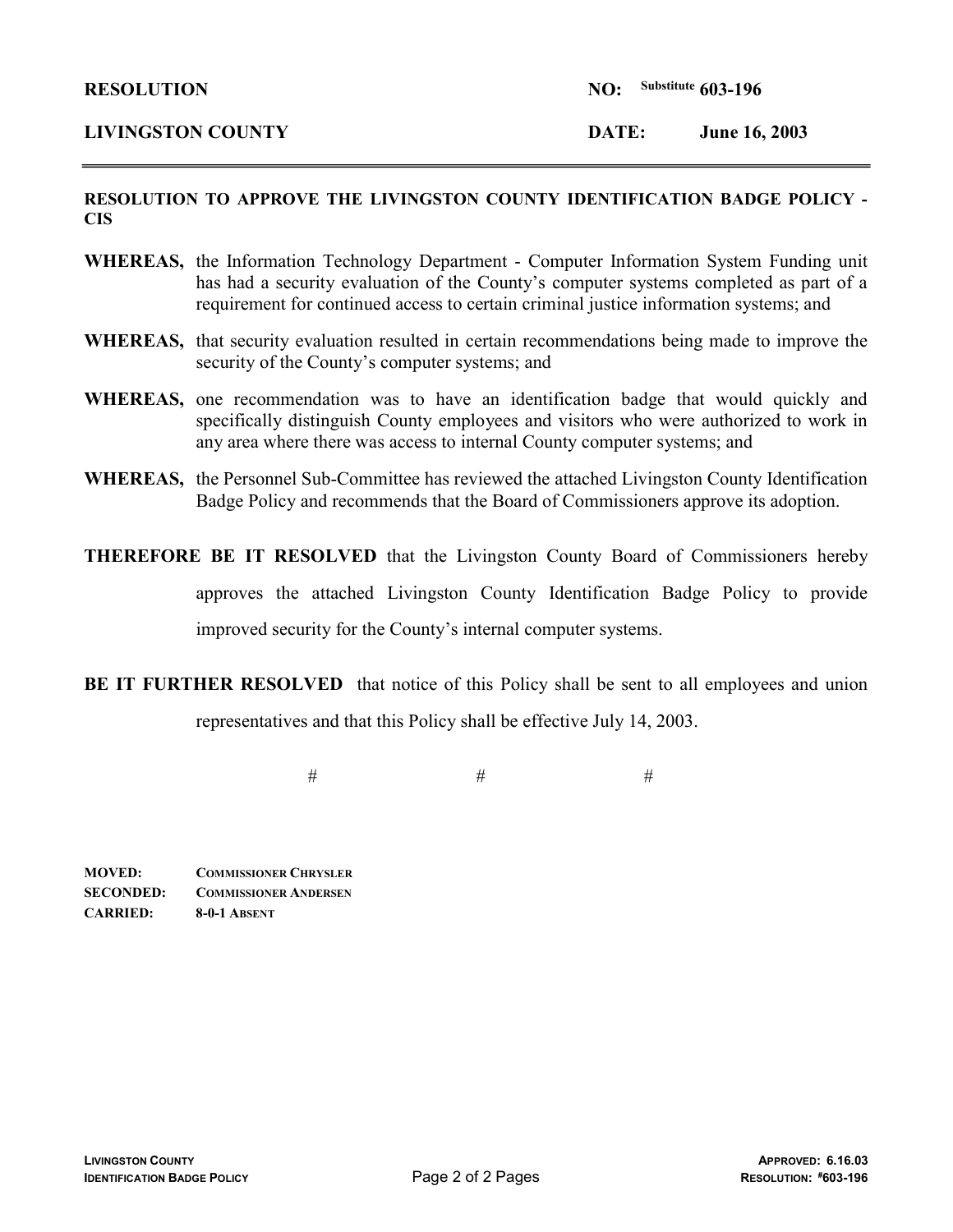**RESOLUTION** NO: Substitute 603-196

**LIVINGSTON COUNTY** DATE: June 16, 2003

---

**RESOLUTION TO APPROVE THE LIVINGSTON COUNTY IDENTIFICATION BADGE POLICY - CIS**

**WHEREAS,** the Information Technology Department - Computer Information System Funding unit has had a security evaluation of the County's computer systems completed as part of a requirement for continued access to certain criminal justice information systems; and

**WHEREAS,** that security evaluation resulted in certain recommendations being made to improve the security of the County's computer systems; and

**WHEREAS,** one recommendation was to have an identification badge that would quickly and specifically distinguish County employees and visitors who were authorized to work in any area where there was access to internal County computer systems; and

**WHEREAS,** the Personnel Sub-Committee has reviewed the attached Livingston County Identification Badge Policy and recommends that the Board of Commissioners approve its adoption.

**THEREFORE BE IT RESOLVED** that the Livingston County Board of Commissioners hereby approves the attached Livingston County Identification Badge Policy to provide improved security for the County's internal computer systems.

**BE IT FURTHER RESOLVED** that notice of this Policy shall be sent to all employees and union representatives and that this Policy shall be effective July 14, 2003.

# # #

**MOVED:** COMMISSIONER CHRYSLER
**SECONDED:** COMMISSIONER ANDERSEN
**CARRIED:** 8-0-1 ABSENT